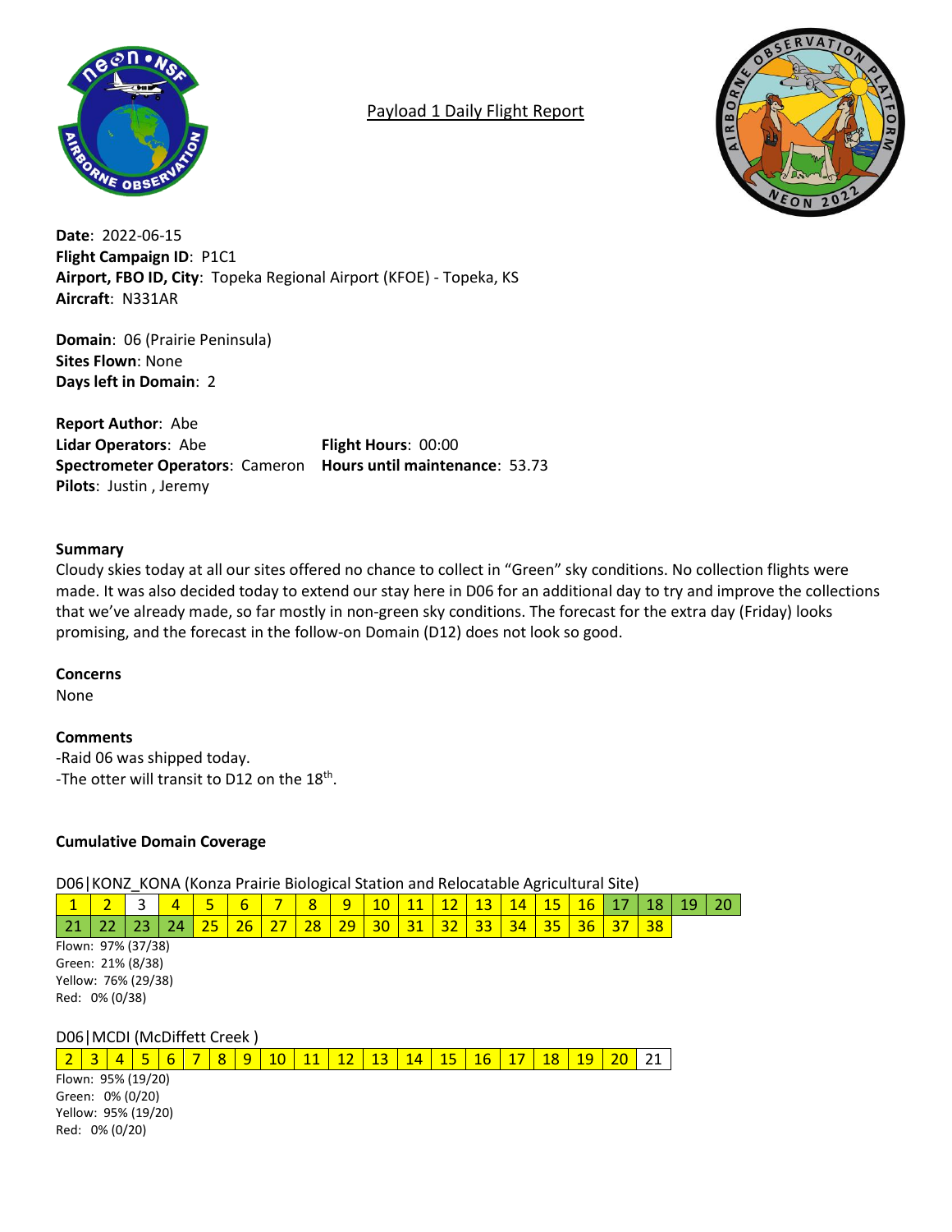Payload 1 Daily Flight Report

**Date**: 2022-06-15
**Flight Campaign ID**: P1C1
**Airport, FBO ID, City**: Topeka Regional Airport (KFOE) - Topeka, KS
**Aircraft**: N331AR

**Domain**: 06 (Prairie Peninsula)
**Sites Flown**: None
**Days left in Domain**: 2

**Report Author**: Abe
**Lidar Operators**: Abe
**Spectrometer Operators**: Cameron
**Pilots**: Justin , Jeremy

**Flight Hours**: 00:00
**Hours until maintenance**: 53.73

### Summary

Cloudy skies today at all our sites offered no chance to collect in "Green" sky conditions. No collection flights were made. It was also decided today to extend our stay here in D06 for an additional day to try and improve the collections that we've already made, so far mostly in non-green sky conditions. The forecast for the extra day (Friday) looks promising, and the forecast in the follow-on Domain (D12) does not look so good.

### Concerns

None

### Comments

-Raid 06 was shipped today.
-The otter will transit to D12 on the 18th.

### Cumulative Domain Coverage

D06|KONZ_KONA (Konza Prairie Biological Station and Relocatable Agricultural Site)

| 1 | 2 | 3 | 4 | 5 | 6 | 7 | 8 | 9 | 10 | 11 | 12 | 13 | 14 | 15 | 16 | 17 | 18 | 19 | 20 |
|---|---|---|---|---|---|---|---|---|---|---|---|---|---|---|---|---|---|---|---|
| 21 | 22 | 23 | 24 | 25 | 26 | 27 | 28 | 29 | 30 | 31 | 32 | 33 | 34 | 35 | 36 | 37 | 38 | | |

Flown: 97% (37/38)
Green: 21% (8/38)
Yellow: 76% (29/38)
Red: 0% (0/38)

D06|MCDI (McDiffett Creek )

| 2 | 3 | 4 | 5 | 6 | 7 | 8 | 9 | 10 | 11 | 12 | 13 | 14 | 15 | 16 | 17 | 18 | 19 | 20 | 21 |
|---|---|---|---|---|---|---|---|---|---|---|---|---|---|---|---|---|---|---|---|

Flown: 95% (19/20)
Green: 0% (0/20)
Yellow: 95% (19/20)
Red: 0% (0/20)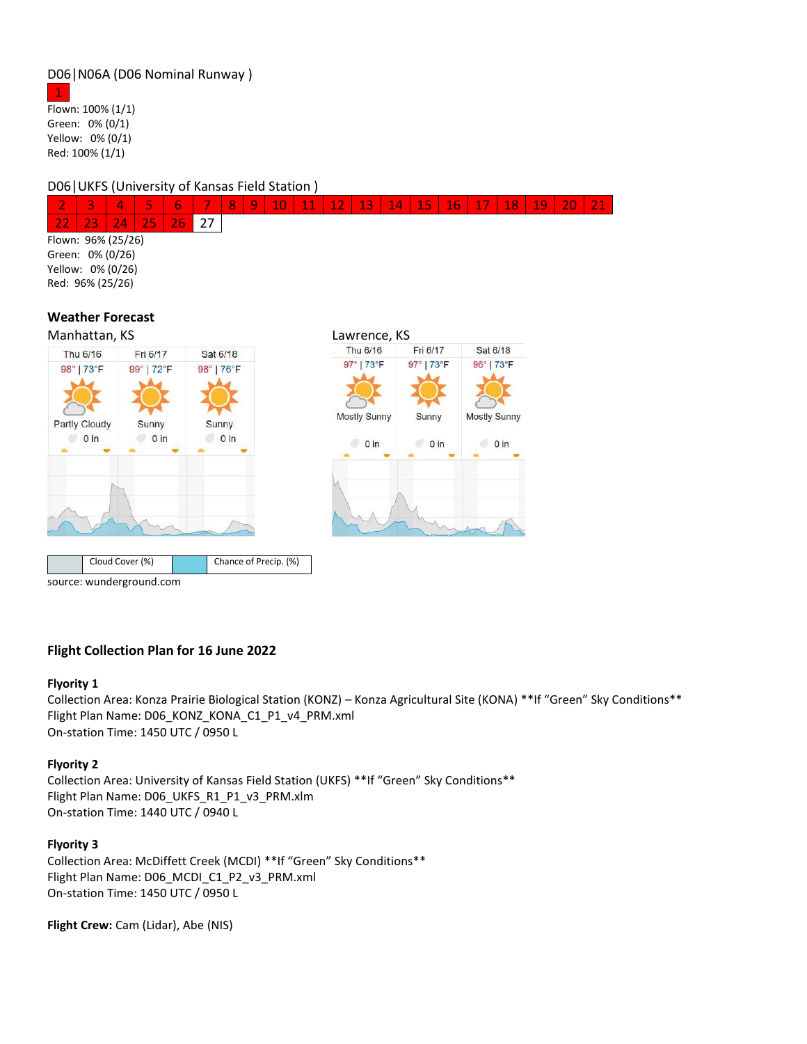D06|N06A (D06 Nominal Runway )

| |
|---|
| 1 |

Flown: 100% (1/1)
Green: 0% (0/1)
Yellow: 0% (0/1)
Red: 100% (1/1)

D06|UKFS (University of Kansas Field Station )

| | | | | | | | | | | | | | | | | | | | |
|---|---|---|---|---|---|---|---|---|---|---|---|---|---|---|---|---|---|---|---|
| 2 | 3 | 4 | 5 | 6 | 7 | 8 | 9 | 10 | 11 | 12 | 13 | 14 | 15 | 16 | 17 | 18 | 19 | 20 | 21 |
| 22 | 23 | 24 | 25 | 26 | 27 | | | | | | | | | | | | | | |

Flown: 96% (25/26)
Green: 0% (0/26)
Yellow: 0% (0/26)
Red: 96% (25/26)

**Weather Forecast**

Manhattan, KS

Thu 6/16
98° | 73°F
Partly Cloudy
0 in

Fri 6/17
99° | 72°F
Sunny
0 in

Sat 6/18
98° | 76°F
Sunny
0 in

Lawrence, KS

Thu 6/16
97° | 73°F
Mostly Sunny
0 in

Fri 6/17
97° | 73°F
Sunny
0 in

Sat 6/18
96° | 73°F
Mostly Sunny
0 in

Cloud Cover (%)
Chance of Precip. (%)

source: wunderground.com

**Flight Collection Plan for 16 June 2022**

**Flyority 1**
Collection Area: Konza Prairie Biological Station (KONZ) – Konza Agricultural Site (KONA) **If "Green" Sky Conditions**
Flight Plan Name: D06_KONZ_KONA_C1_P1_v4_PRM.xml
On-station Time: 1450 UTC / 0950 L

**Flyority 2**
Collection Area: University of Kansas Field Station (UKFS) **If "Green" Sky Conditions**
Flight Plan Name: D06_UKFS_R1_P1_v3_PRM.xlm
On-station Time: 1440 UTC / 0940 L

**Flyority 3**
Collection Area: McDiffett Creek (MCDI) **If "Green" Sky Conditions**
Flight Plan Name: D06_MCDI_C1_P2_v3_PRM.xml
On-station Time: 1450 UTC / 0950 L

**Flight Crew:** Cam (Lidar), Abe (NIS)